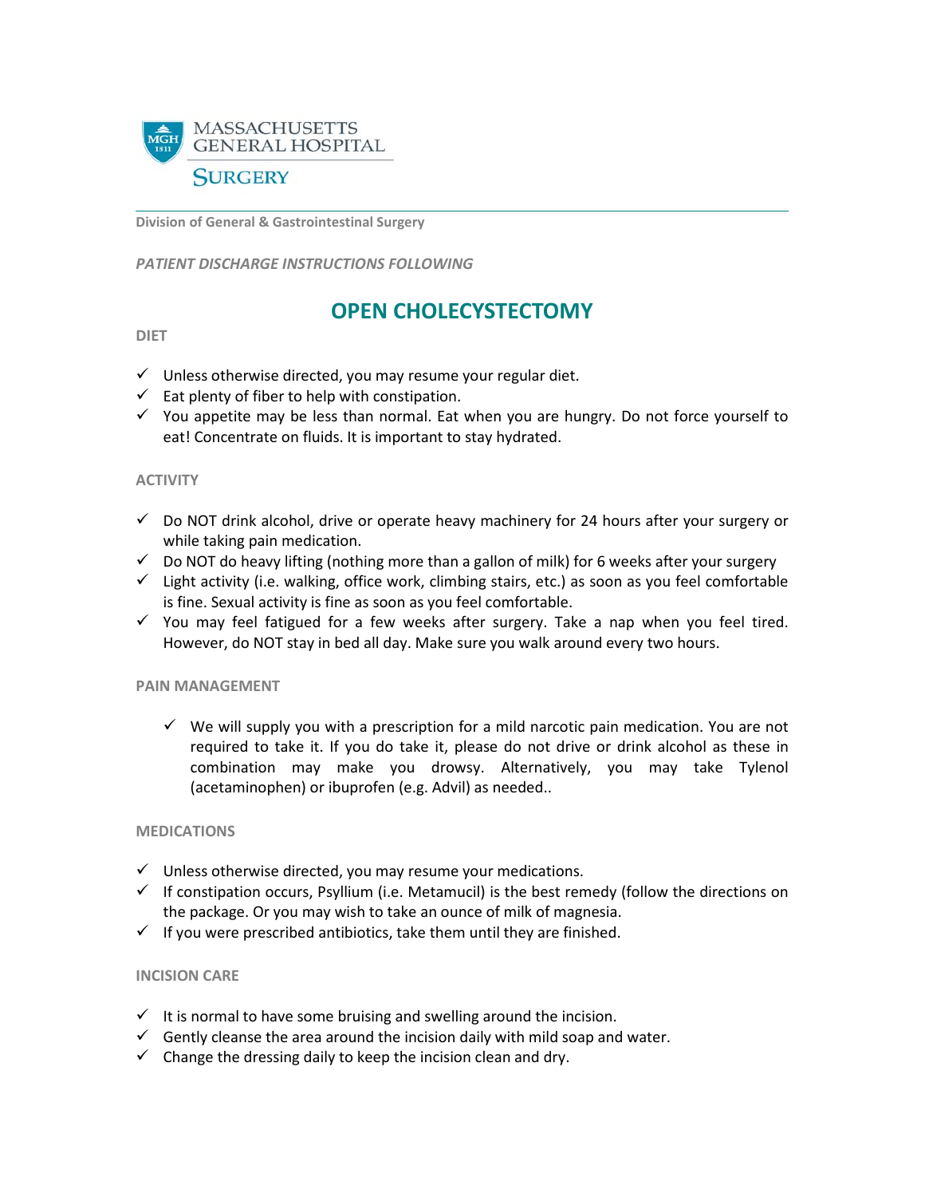MASSACHUSETTS GENERAL HOSPITAL

SURGERY

Division of General & Gastrointestinal Surgery

*PATIENT DISCHARGE INSTRUCTIONS FOLLOWING*

# OPEN CHOLECYSTECTOMY

## DIET

- ✓ Unless otherwise directed, you may resume your regular diet.
- ✓ Eat plenty of fiber to help with constipation.
- ✓ You appetite may be less than normal. Eat when you are hungry. Do not force yourself to eat! Concentrate on fluids. It is important to stay hydrated.

## ACTIVITY

- ✓ Do NOT drink alcohol, drive or operate heavy machinery for 24 hours after your surgery or while taking pain medication.
- ✓ Do NOT do heavy lifting (nothing more than a gallon of milk) for 6 weeks after your surgery
- ✓ Light activity (i.e. walking, office work, climbing stairs, etc.) as soon as you feel comfortable is fine. Sexual activity is fine as soon as you feel comfortable.
- ✓ You may feel fatigued for a few weeks after surgery. Take a nap when you feel tired. However, do NOT stay in bed all day. Make sure you walk around every two hours.

## PAIN MANAGEMENT

- ✓ We will supply you with a prescription for a mild narcotic pain medication. You are not required to take it. If you do take it, please do not drive or drink alcohol as these in combination may make you drowsy. Alternatively, you may take Tylenol (acetaminophen) or ibuprofen (e.g. Advil) as needed..

## MEDICATIONS

- ✓ Unless otherwise directed, you may resume your medications.
- ✓ If constipation occurs, Psyllium (i.e. Metamucil) is the best remedy (follow the directions on the package. Or you may wish to take an ounce of milk of magnesia.
- ✓ If you were prescribed antibiotics, take them until they are finished.

## INCISION CARE

- ✓ It is normal to have some bruising and swelling around the incision.
- ✓ Gently cleanse the area around the incision daily with mild soap and water.
- ✓ Change the dressing daily to keep the incision clean and dry.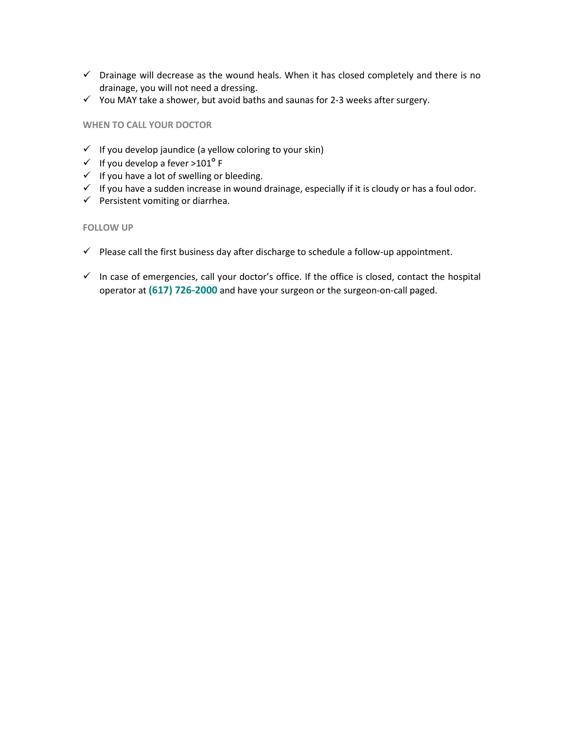- ✓ Drainage will decrease as the wound heals. When it has closed completely and there is no drainage, you will not need a dressing.
- ✓ You MAY take a shower, but avoid baths and saunas for 2-3 weeks after surgery.

## WHEN TO CALL YOUR DOCTOR

- ✓ If you develop jaundice (a yellow coloring to your skin)
- ✓ If you develop a fever >101° F
- ✓ If you have a lot of swelling or bleeding.
- ✓ If you have a sudden increase in wound drainage, especially if it is cloudy or has a foul odor.
- ✓ Persistent vomiting or diarrhea.

## FOLLOW UP

- ✓ Please call the first business day after discharge to schedule a follow-up appointment.

- ✓ In case of emergencies, call your doctor's office. If the office is closed, contact the hospital operator at **(617) 726-2000** and have your surgeon or the surgeon-on-call paged.